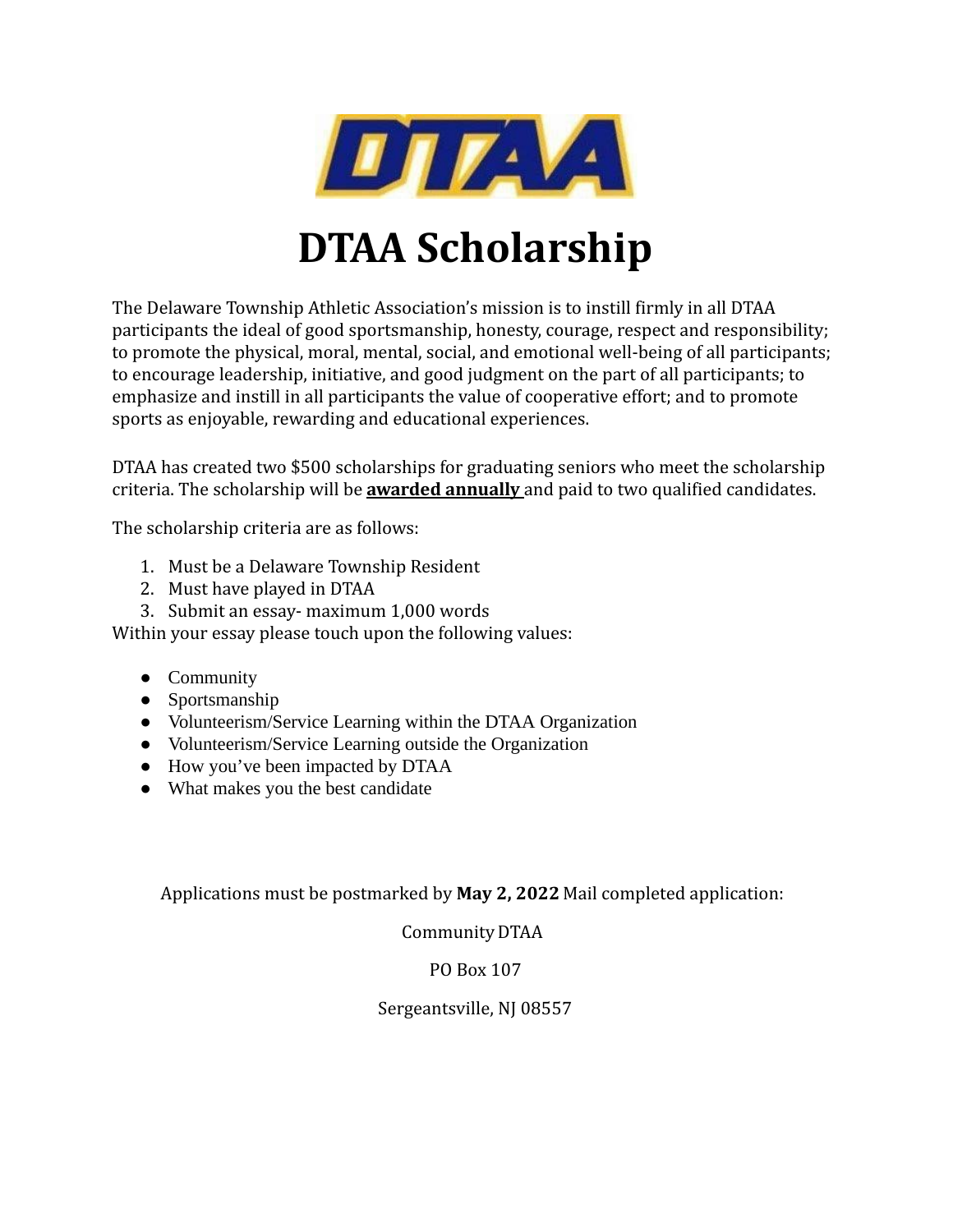DTAA

# DTAA Scholarship

The Delaware Township Athletic Association's mission is to instill firmly in all DTAA participants the ideal of good sportsmanship, honesty, courage, respect and responsibility; to promote the physical, moral, mental, social, and emotional well-being of all participants; to encourage leadership, initiative, and good judgment on the part of all participants; to emphasize and instill in all participants the value of cooperative effort; and to promote sports as enjoyable, rewarding and educational experiences.

DTAA has created two $500 scholarships for graduating seniors who meet the scholarship criteria. The scholarship will be **awarded annually** and paid to two qualified candidates.

The scholarship criteria are as follows:

1. Must be a Delaware Township Resident
2. Must have played in DTAA
3. Submit an essay- maximum 1,000 words

Within your essay please touch upon the following values:

- Community
- Sportsmanship
- Volunteerism/Service Learning within the DTAA Organization
- Volunteerism/Service Learning outside the Organization
- How you've been impacted by DTAA
- What makes you the best candidate

Applications must be postmarked by **May 2, 2022** Mail completed application:

Community DTAA

PO Box 107

Sergeantsville, NJ 08557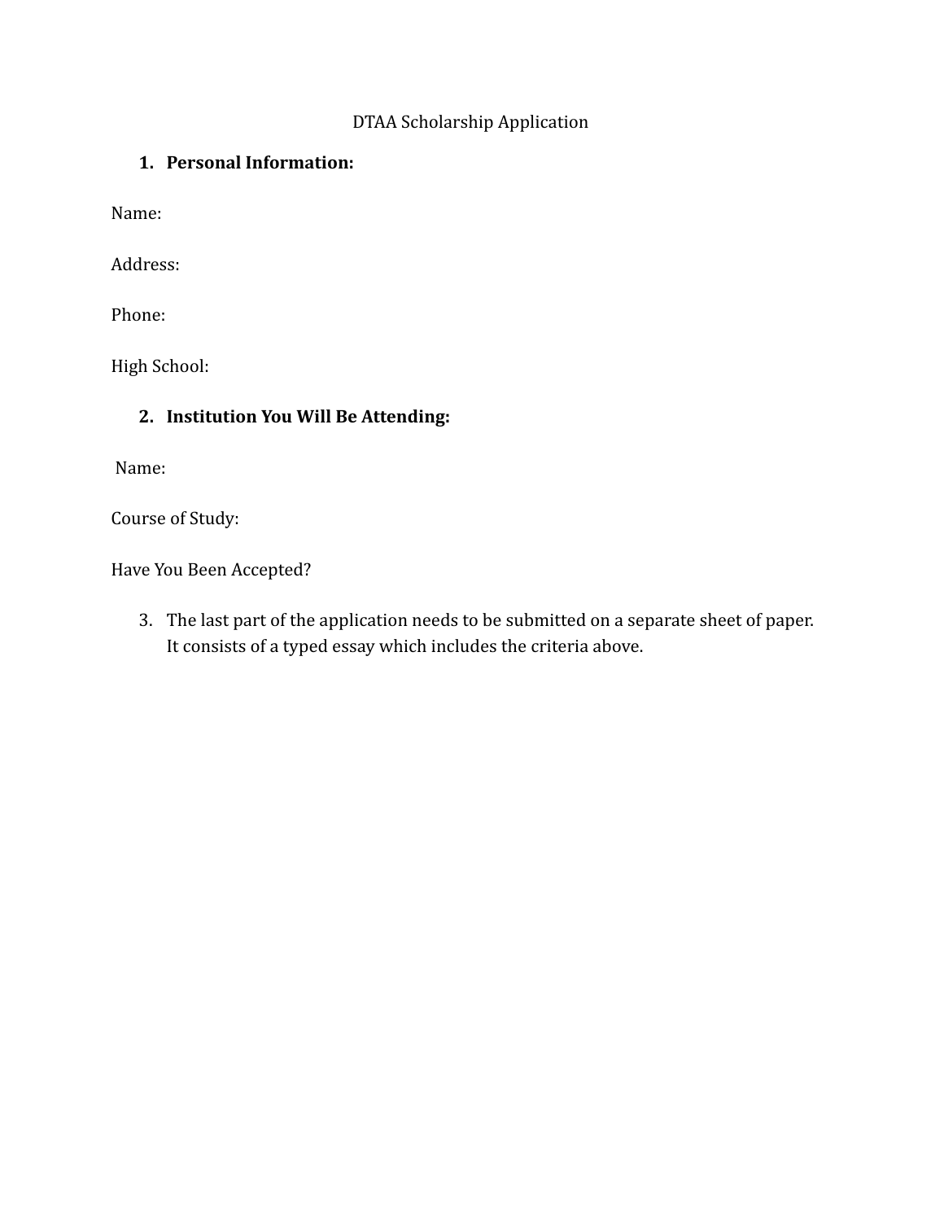DTAA Scholarship Application

1. **Personal Information:**

Name:

Address:

Phone:

High School:

2. **Institution You Will Be Attending:**

Name:

Course of Study:

Have You Been Accepted?

3. The last part of the application needs to be submitted on a separate sheet of paper. It consists of a typed essay which includes the criteria above.